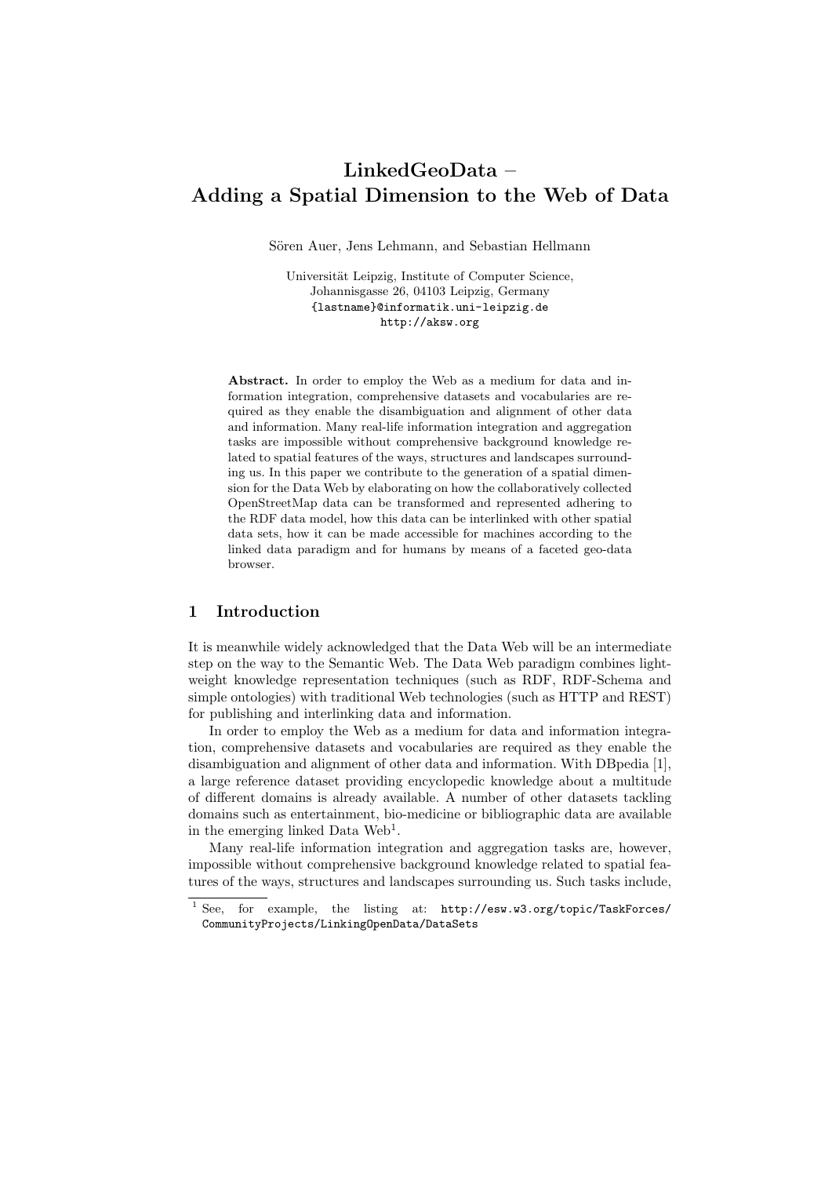# LinkedGeoData – Adding a Spatial Dimension to the Web of Data

Sören Auer, Jens Lehmann, and Sebastian Hellmann

Universität Leipzig, Institute of Computer Science,
Johannisgasse 26, 04103 Leipzig, Germany
{lastname}@informatik.uni-leipzig.de
http://aksw.org

**Abstract.** In order to employ the Web as a medium for data and information integration, comprehensive datasets and vocabularies are required as they enable the disambiguation and alignment of other data and information. Many real-life information integration and aggregation tasks are impossible without comprehensive background knowledge related to spatial features of the ways, structures and landscapes surrounding us. In this paper we contribute to the generation of a spatial dimension for the Data Web by elaborating on how the collaboratively collected OpenStreetMap data can be transformed and represented adhering to the RDF data model, how this data can be interlinked with other spatial data sets, how it can be made accessible for machines according to the linked data paradigm and for humans by means of a faceted geo-data browser.

## 1 Introduction

It is meanwhile widely acknowledged that the Data Web will be an intermediate step on the way to the Semantic Web. The Data Web paradigm combines lightweight knowledge representation techniques (such as RDF, RDF-Schema and simple ontologies) with traditional Web technologies (such as HTTP and REST) for publishing and interlinking data and information.

In order to employ the Web as a medium for data and information integration, comprehensive datasets and vocabularies are required as they enable the disambiguation and alignment of other data and information. With DBpedia [1], a large reference dataset providing encyclopedic knowledge about a multitude of different domains is already available. A number of other datasets tackling domains such as entertainment, bio-medicine or bibliographic data are available in the emerging linked Data Web[1].

Many real-life information integration and aggregation tasks are, however, impossible without comprehensive background knowledge related to spatial features of the ways, structures and landscapes surrounding us. Such tasks include,

[1] See, for example, the listing at: http://esw.w3.org/topic/TaskForces/CommunityProjects/LinkingOpenData/DataSets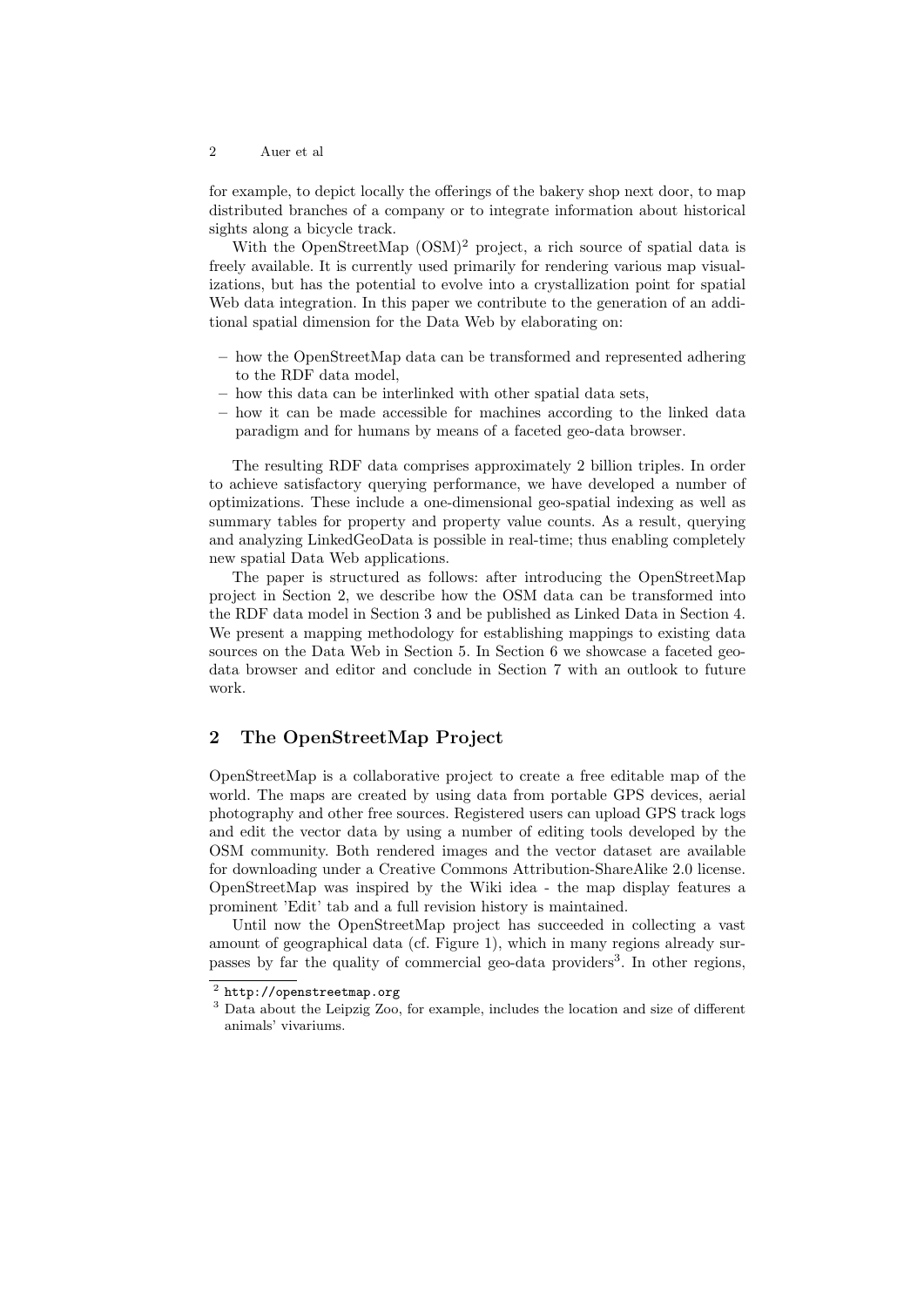for example, to depict locally the offerings of the bakery shop next door, to map distributed branches of a company or to integrate information about historical sights along a bicycle track.

With the OpenStreetMap (OSM)[2] project, a rich source of spatial data is freely available. It is currently used primarily for rendering various map visualizations, but has the potential to evolve into a crystallization point for spatial Web data integration. In this paper we contribute to the generation of an additional spatial dimension for the Data Web by elaborating on:

– how the OpenStreetMap data can be transformed and represented adhering to the RDF data model,
– how this data can be interlinked with other spatial data sets,
– how it can be made accessible for machines according to the linked data paradigm and for humans by means of a faceted geo-data browser.

The resulting RDF data comprises approximately 2 billion triples. In order to achieve satisfactory querying performance, we have developed a number of optimizations. These include a one-dimensional geo-spatial indexing as well as summary tables for property and property value counts. As a result, querying and analyzing LinkedGeoData is possible in real-time; thus enabling completely new spatial Data Web applications.

The paper is structured as follows: after introducing the OpenStreetMap project in Section 2, we describe how the OSM data can be transformed into the RDF data model in Section 3 and be published as Linked Data in Section 4. We present a mapping methodology for establishing mappings to existing data sources on the Data Web in Section 5. In Section 6 we showcase a faceted geo-data browser and editor and conclude in Section 7 with an outlook to future work.

## 2 The OpenStreetMap Project

OpenStreetMap is a collaborative project to create a free editable map of the world. The maps are created by using data from portable GPS devices, aerial photography and other free sources. Registered users can upload GPS track logs and edit the vector data by using a number of editing tools developed by the OSM community. Both rendered images and the vector dataset are available for downloading under a Creative Commons Attribution-ShareAlike 2.0 license. OpenStreetMap was inspired by the Wiki idea - the map display features a prominent 'Edit' tab and a full revision history is maintained.

Until now the OpenStreetMap project has succeeded in collecting a vast amount of geographical data (cf. Figure 1), which in many regions already surpasses by far the quality of commercial geo-data providers[3]. In other regions,

[2] `http://openstreetmap.org`

[3] Data about the Leipzig Zoo, for example, includes the location and size of different animals' vivariums.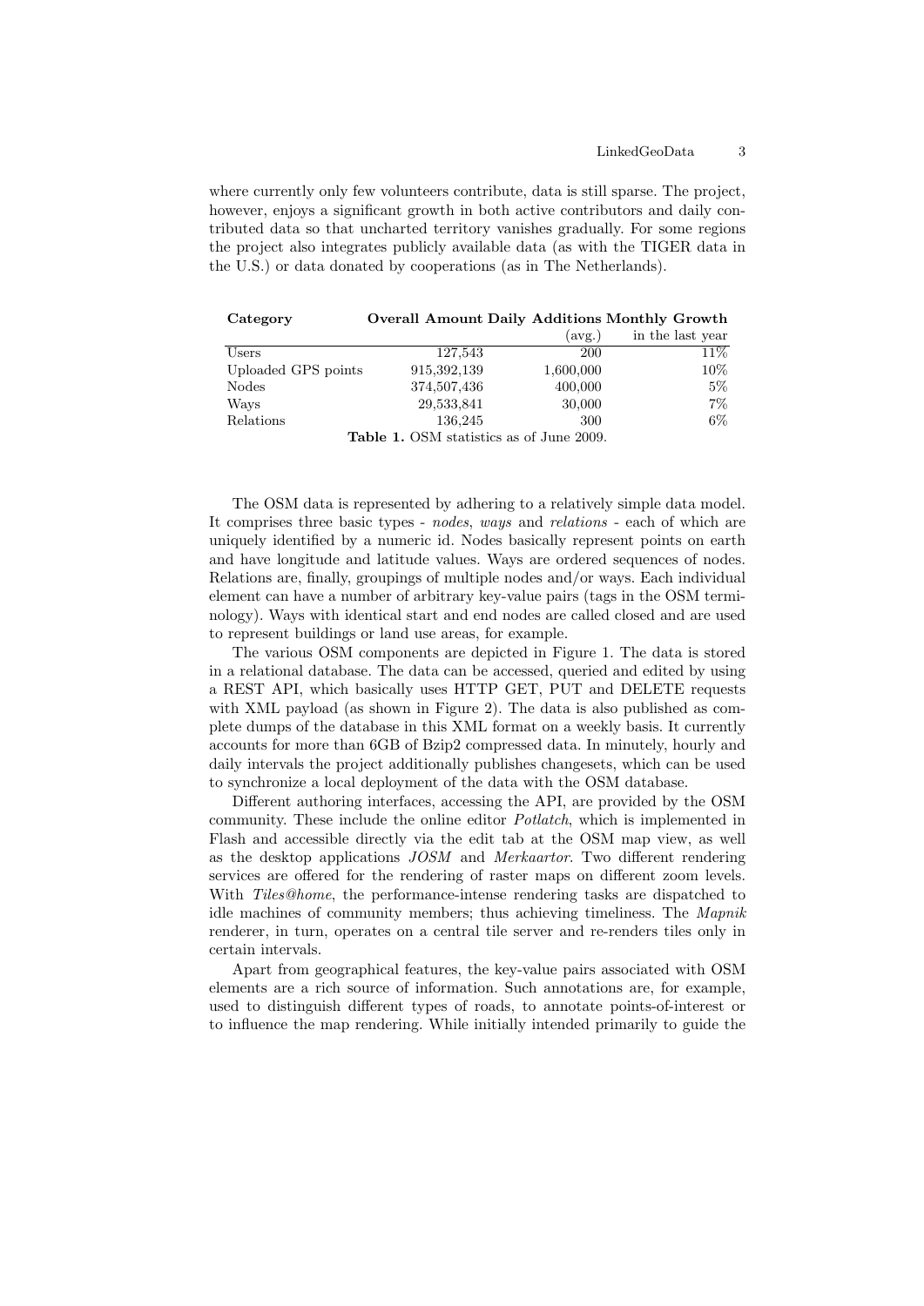where currently only few volunteers contribute, data is still sparse. The project, however, enjoys a significant growth in both active contributors and daily contributed data so that uncharted territory vanishes gradually. For some regions the project also integrates publicly available data (as with the TIGER data in the U.S.) or data donated by cooperations (as in The Netherlands).

| **Category** | **Overall Amount** | **Daily Additions** (avg.) | **Monthly Growth** in the last year |
|---|---|---|---|
| Users | 127,543 | 200 | 11% |
| Uploaded GPS points | 915,392,139 | 1,600,000 | 10% |
| Nodes | 374,507,436 | 400,000 | 5% |
| Ways | 29,533,841 | 30,000 | 7% |
| Relations | 136,245 | 300 | 6% |

**Table 1.** OSM statistics as of June 2009.

The OSM data is represented by adhering to a relatively simple data model. It comprises three basic types - *nodes*, *ways* and *relations* - each of which are uniquely identified by a numeric id. Nodes basically represent points on earth and have longitude and latitude values. Ways are ordered sequences of nodes. Relations are, finally, groupings of multiple nodes and/or ways. Each individual element can have a number of arbitrary key-value pairs (tags in the OSM terminology). Ways with identical start and end nodes are called closed and are used to represent buildings or land use areas, for example.

The various OSM components are depicted in Figure 1. The data is stored in a relational database. The data can be accessed, queried and edited by using a REST API, which basically uses HTTP GET, PUT and DELETE requests with XML payload (as shown in Figure 2). The data is also published as complete dumps of the database in this XML format on a weekly basis. It currently accounts for more than 6GB of Bzip2 compressed data. In minutely, hourly and daily intervals the project additionally publishes changesets, which can be used to synchronize a local deployment of the data with the OSM database.

Different authoring interfaces, accessing the API, are provided by the OSM community. These include the online editor *Potlatch*, which is implemented in Flash and accessible directly via the edit tab at the OSM map view, as well as the desktop applications *JOSM* and *Merkaartor*. Two different rendering services are offered for the rendering of raster maps on different zoom levels. With *Tiles@home*, the performance-intense rendering tasks are dispatched to idle machines of community members; thus achieving timeliness. The *Mapnik* renderer, in turn, operates on a central tile server and re-renders tiles only in certain intervals.

Apart from geographical features, the key-value pairs associated with OSM elements are a rich source of information. Such annotations are, for example, used to distinguish different types of roads, to annotate points-of-interest or to influence the map rendering. While initially intended primarily to guide the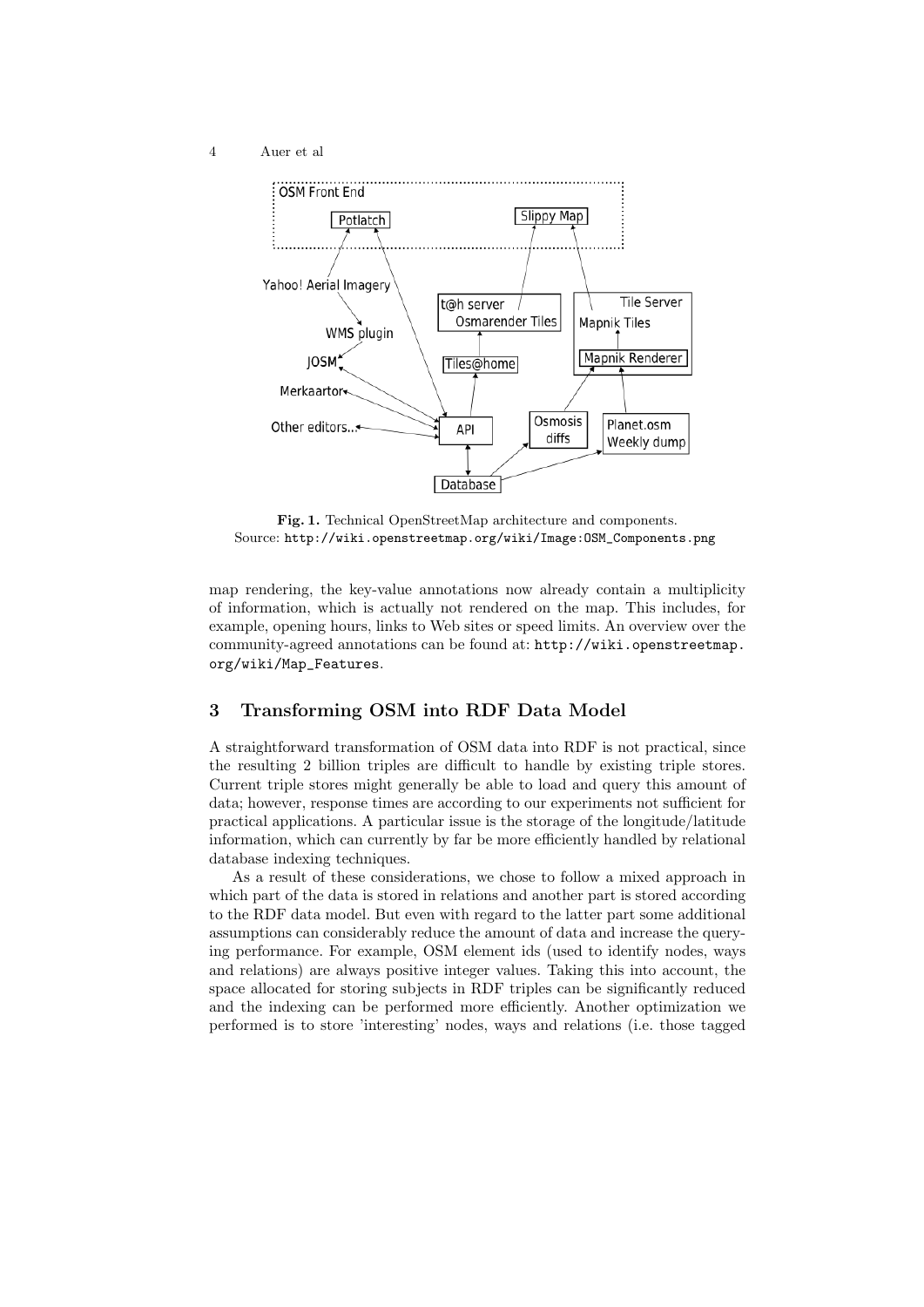**Fig. 1.** Technical OpenStreetMap architecture and components.
Source: http://wiki.openstreetmap.org/wiki/Image:OSM_Components.png

map rendering, the key-value annotations now already contain a multiplicity of information, which is actually not rendered on the map. This includes, for example, opening hours, links to Web sites or speed limits. An overview over the community-agreed annotations can be found at: http://wiki.openstreetmap.org/wiki/Map_Features.

## 3 Transforming OSM into RDF Data Model

A straightforward transformation of OSM data into RDF is not practical, since the resulting 2 billion triples are difficult to handle by existing triple stores. Current triple stores might generally be able to load and query this amount of data; however, response times are according to our experiments not sufficient for practical applications. A particular issue is the storage of the longitude/latitude information, which can currently by far be more efficiently handled by relational database indexing techniques.

As a result of these considerations, we chose to follow a mixed approach in which part of the data is stored in relations and another part is stored according to the RDF data model. But even with regard to the latter part some additional assumptions can considerably reduce the amount of data and increase the querying performance. For example, OSM element ids (used to identify nodes, ways and relations) are always positive integer values. Taking this into account, the space allocated for storing subjects in RDF triples can be significantly reduced and the indexing can be performed more efficiently. Another optimization we performed is to store 'interesting' nodes, ways and relations (i.e. those tagged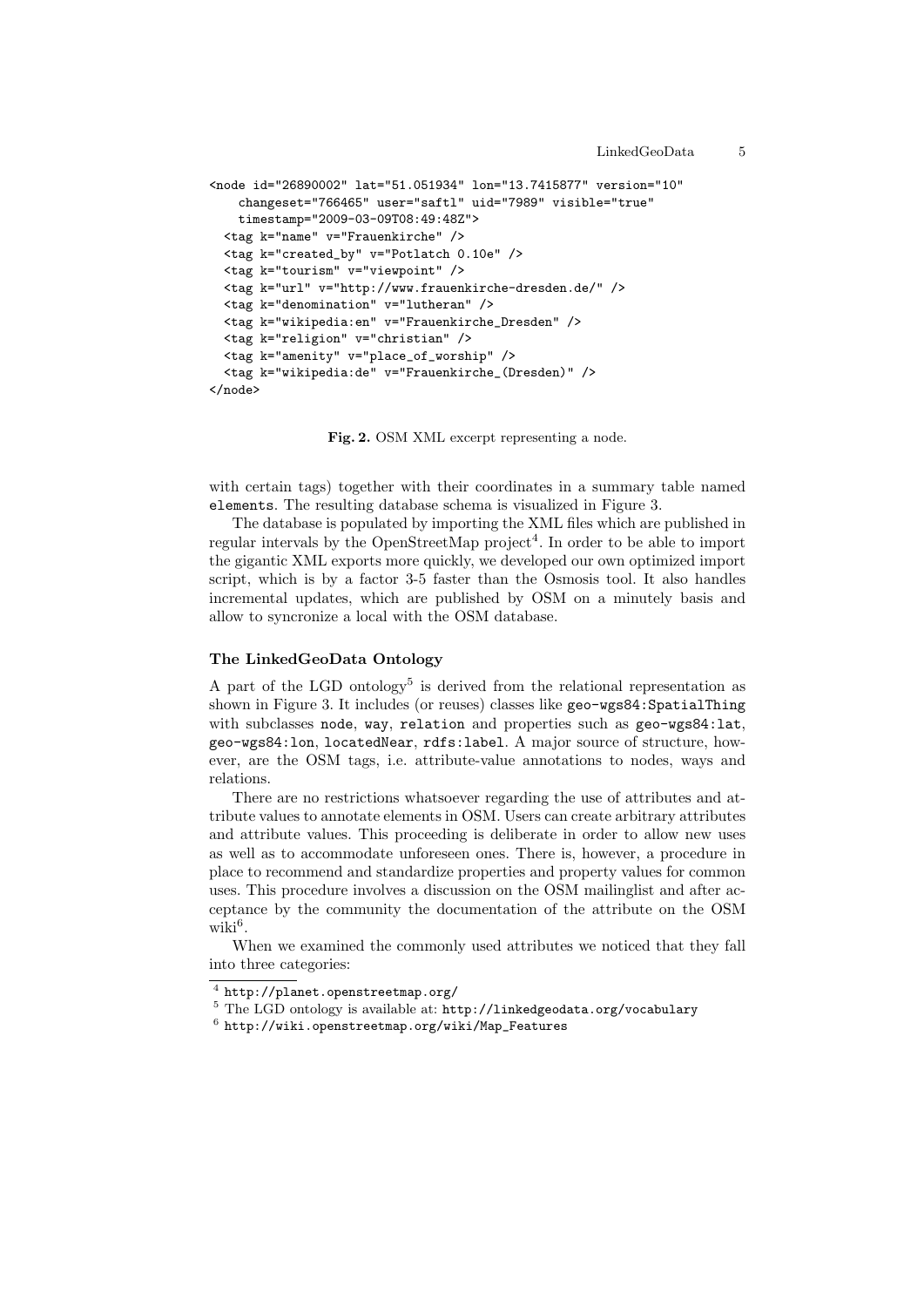```
<node id="26890002" lat="51.051934" lon="13.7415877" version="10"
    changeset="766465" user="saftl" uid="7989" visible="true"
    timestamp="2009-03-09T08:49:48Z">
  <tag k="name" v="Frauenkirche" />
  <tag k="created_by" v="Potlatch 0.10e" />
  <tag k="tourism" v="viewpoint" />
  <tag k="url" v="http://www.frauenkirche-dresden.de/" />
  <tag k="denomination" v="lutheran" />
  <tag k="wikipedia:en" v="Frauenkirche_Dresden" />
  <tag k="religion" v="christian" />
  <tag k="amenity" v="place_of_worship" />
  <tag k="wikipedia:de" v="Frauenkirche_(Dresden)" />
</node>
```

**Fig. 2.** OSM XML excerpt representing a node.

with certain tags) together with their coordinates in a summary table named `elements`. The resulting database schema is visualized in Figure 3.

The database is populated by importing the XML files which are published in regular intervals by the OpenStreetMap project[4]. In order to be able to import the gigantic XML exports more quickly, we developed our own optimized import script, which is by a factor 3-5 faster than the Osmosis tool. It also handles incremental updates, which are published by OSM on a minutely basis and allow to syncronize a local with the OSM database.

### The LinkedGeoData Ontology

A part of the LGD ontology[5] is derived from the relational representation as shown in Figure 3. It includes (or reuses) classes like `geo-wgs84:SpatialThing` with subclasses `node`, `way`, `relation` and properties such as `geo-wgs84:lat`, `geo-wgs84:lon`, `locatedNear`, `rdfs:label`. A major source of structure, however, are the OSM tags, i.e. attribute-value annotations to nodes, ways and relations.

There are no restrictions whatsoever regarding the use of attributes and attribute values to annotate elements in OSM. Users can create arbitrary attributes and attribute values. This proceeding is deliberate in order to allow new uses as well as to accommodate unforeseen ones. There is, however, a procedure in place to recommend and standardize properties and property values for common uses. This procedure involves a discussion on the OSM mailinglist and after acceptance by the community the documentation of the attribute on the OSM wiki[6].

When we examined the commonly used attributes we noticed that they fall into three categories:

[4] `http://planet.openstreetmap.org/`

[5] The LGD ontology is available at: `http://linkedgeodata.org/vocabulary`

[6] `http://wiki.openstreetmap.org/wiki/Map_Features`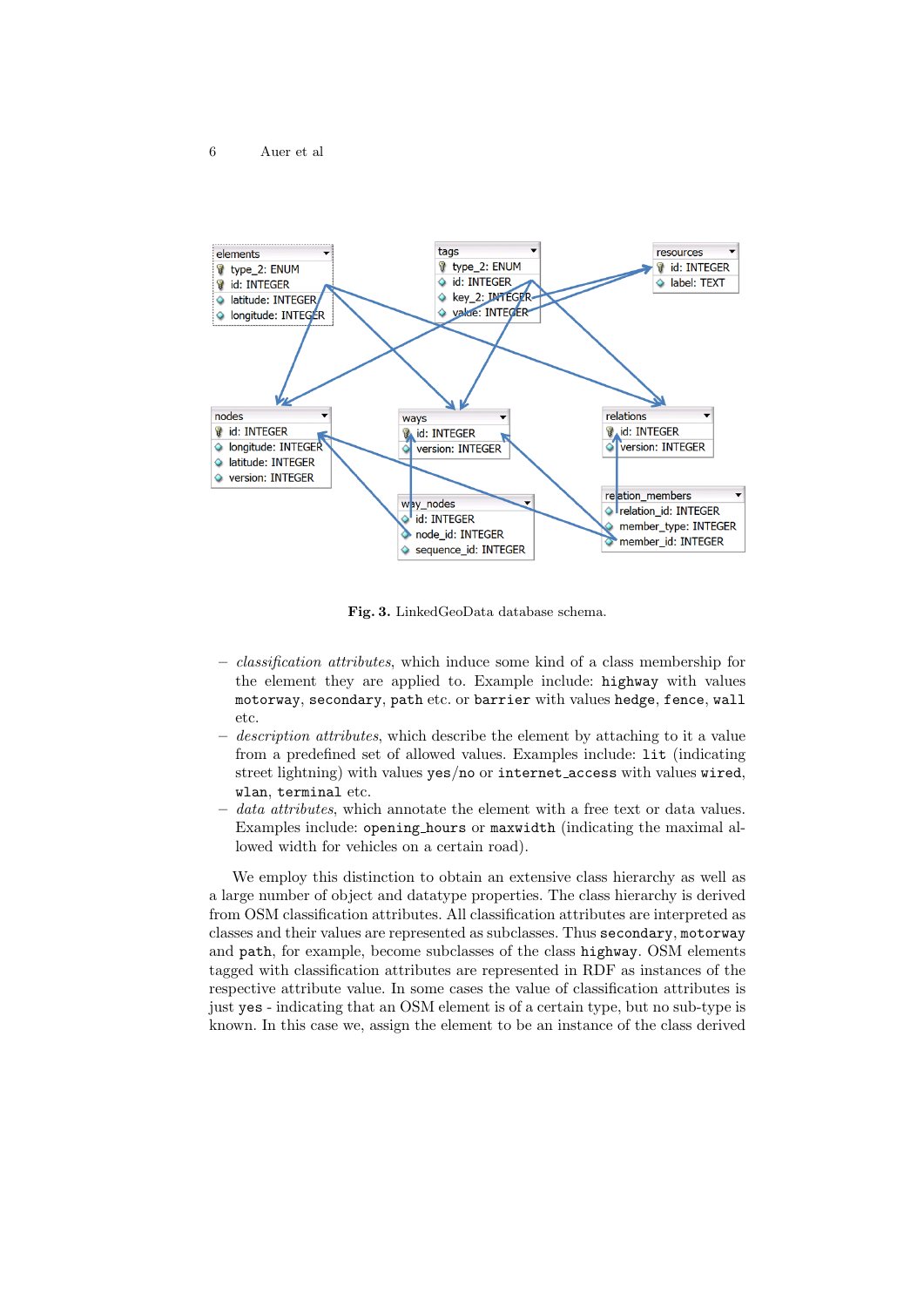**Fig. 3.** LinkedGeoData database schema.

- *classification attributes*, which induce some kind of a class membership for the element they are applied to. Example include: `highway` with values `motorway`, `secondary`, `path` etc. or `barrier` with values `hedge`, `fence`, `wall` etc.
- *description attributes*, which describe the element by attaching to it a value from a predefined set of allowed values. Examples include: `lit` (indicating street lightning) with values `yes`/`no` or `internet_access` with values `wired`, `wlan`, `terminal` etc.
- *data attributes*, which annotate the element with a free text or data values. Examples include: `opening_hours` or `maxwidth` (indicating the maximal allowed width for vehicles on a certain road).

We employ this distinction to obtain an extensive class hierarchy as well as a large number of object and datatype properties. The class hierarchy is derived from OSM classification attributes. All classification attributes are interpreted as classes and their values are represented as subclasses. Thus `secondary`, `motorway` and `path`, for example, become subclasses of the class `highway`. OSM elements tagged with classification attributes are represented in RDF as instances of the respective attribute value. In some cases the value of classification attributes is just `yes` - indicating that an OSM element is of a certain type, but no sub-type is known. In this case we, assign the element to be an instance of the class derived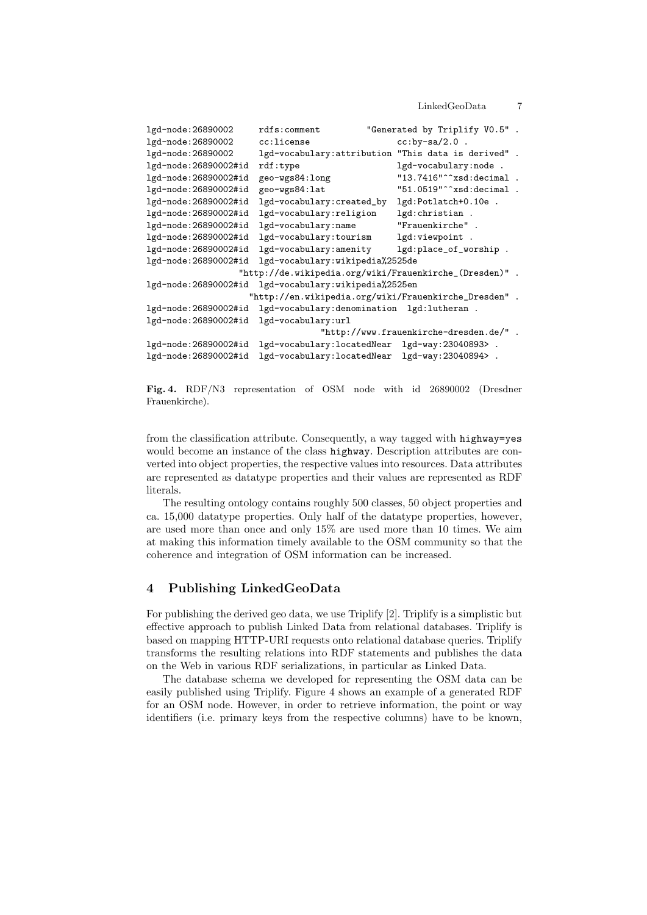```
lgd-node:26890002     rdfs:comment         "Generated by Triplify V0.5" .
lgd-node:26890002     cc:license                 cc:by-sa/2.0 .
lgd-node:26890002     lgd-vocabulary:attribution "This data is derived" .
lgd-node:26890002#id  rdf:type                   lgd-vocabulary:node .
lgd-node:26890002#id  geo-wgs84:long             "13.7416"^^xsd:decimal .
lgd-node:26890002#id  geo-wgs84:lat              "51.0519"^^xsd:decimal .
lgd-node:26890002#id  lgd-vocabulary:created_by  lgd:Potlatch+0.10e .
lgd-node:26890002#id  lgd-vocabulary:religion    lgd:christian .
lgd-node:26890002#id  lgd-vocabulary:name        "Frauenkirche" .
lgd-node:26890002#id  lgd-vocabulary:tourism     lgd:viewpoint .
lgd-node:26890002#id  lgd-vocabulary:amenity     lgd:place_of_worship .
lgd-node:26890002#id  lgd-vocabulary:wikipedia%2525de
                 "http://de.wikipedia.org/wiki/Frauenkirche_(Dresden)" .
lgd-node:26890002#id  lgd-vocabulary:wikipedia%2525en
                   "http://en.wikipedia.org/wiki/Frauenkirche_Dresden" .
lgd-node:26890002#id  lgd-vocabulary:denomination  lgd:lutheran .
lgd-node:26890002#id  lgd-vocabulary:url
                               "http://www.frauenkirche-dresden.de/" .
lgd-node:26890002#id  lgd-vocabulary:locatedNear  lgd-way:23040893> .
lgd-node:26890002#id  lgd-vocabulary:locatedNear  lgd-way:23040894> .
```

**Fig. 4.** RDF/N3 representation of OSM node with id 26890002 (Dresdner Frauenkirche).

from the classification attribute. Consequently, a way tagged with highway=yes would become an instance of the class highway. Description attributes are converted into object properties, the respective values into resources. Data attributes are represented as datatype properties and their values are represented as RDF literals.

The resulting ontology contains roughly 500 classes, 50 object properties and ca. 15,000 datatype properties. Only half of the datatype properties, however, are used more than once and only 15% are used more than 10 times. We aim at making this information timely available to the OSM community so that the coherence and integration of OSM information can be increased.

## 4 Publishing LinkedGeoData

For publishing the derived geo data, we use Triplify [2]. Triplify is a simplistic but effective approach to publish Linked Data from relational databases. Triplify is based on mapping HTTP-URI requests onto relational database queries. Triplify transforms the resulting relations into RDF statements and publishes the data on the Web in various RDF serializations, in particular as Linked Data.

The database schema we developed for representing the OSM data can be easily published using Triplify. Figure 4 shows an example of a generated RDF for an OSM node. However, in order to retrieve information, the point or way identifiers (i.e. primary keys from the respective columns) have to be known,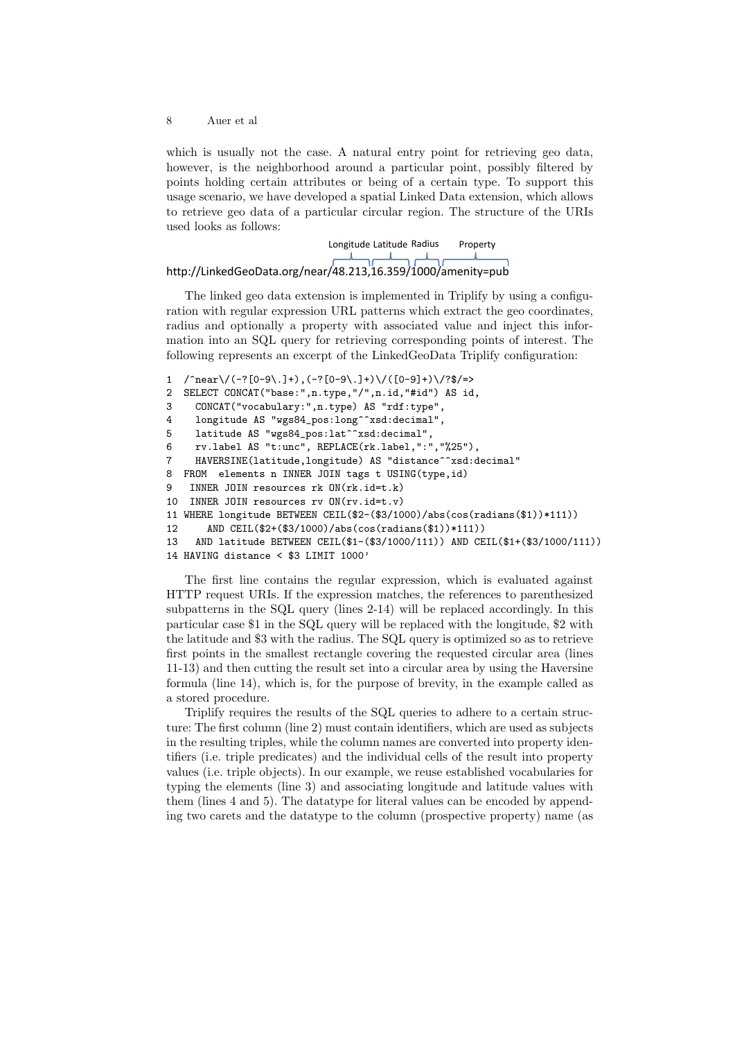which is usually not the case. A natural entry point for retrieving geo data, however, is the neighborhood around a particular point, possibly filtered by points holding certain attributes or being of a certain type. To support this usage scenario, we have developed a spatial Linked Data extension, which allows to retrieve geo data of a particular circular region. The structure of the URIs used looks as follows:

```
                                 Longitude Latitude Radius  Property
http://LinkedGeoData.org/near/48.213,16.359/1000/amenity=pub
```

The linked geo data extension is implemented in Triplify by using a configuration with regular expression URL patterns which extract the geo coordinates, radius and optionally a property with associated value and inject this information into an SQL query for retrieving corresponding points of interest. The following represents an excerpt of the LinkedGeoData Triplify configuration:

```
1  /^near\/(-?[0-9\.]+),(-?[0-9\.]+)\/([0-9]+)\/?$/=>
2  SELECT CONCAT("base:",n.type,"/",n.id,"#id") AS id,
3    CONCAT("vocabulary:",n.type) AS "rdf:type",
4    longitude AS "wgs84_pos:long^^xsd:decimal",
5    latitude AS "wgs84_pos:lat^^xsd:decimal",
6    rv.label AS "t:unc", REPLACE(rk.label,":","%25"),
7    HAVERSINE(latitude,longitude) AS "distance^^xsd:decimal"
8  FROM  elements n INNER JOIN tags t USING(type,id)
9   INNER JOIN resources rk ON(rk.id=t.k)
10  INNER JOIN resources rv ON(rv.id=t.v)
11 WHERE longitude BETWEEN CEIL($2-($3/1000)/abs(cos(radians($1))*111))
12     AND CEIL($2+($3/1000)/abs(cos(radians($1))*111))
13   AND latitude BETWEEN CEIL($1-($3/1000/111)) AND CEIL($1+($3/1000/111))
14 HAVING distance < $3 LIMIT 1000'
```

The first line contains the regular expression, which is evaluated against HTTP request URIs. If the expression matches, the references to parenthesized subpatterns in the SQL query (lines 2-14) will be replaced accordingly. In this particular case $1 in the SQL query will be replaced with the longitude, $2 with the latitude and $3 with the radius. The SQL query is optimized so as to retrieve first points in the smallest rectangle covering the requested circular area (lines 11-13) and then cutting the result set into a circular area by using the Haversine formula (line 14), which is, for the purpose of brevity, in the example called as a stored procedure.

Triplify requires the results of the SQL queries to adhere to a certain structure: The first column (line 2) must contain identifiers, which are used as subjects in the resulting triples, while the column names are converted into property identifiers (i.e. triple predicates) and the individual cells of the result into property values (i.e. triple objects). In our example, we reuse established vocabularies for typing the elements (line 3) and associating longitude and latitude values with them (lines 4 and 5). The datatype for literal values can be encoded by appending two carets and the datatype to the column (prospective property) name (as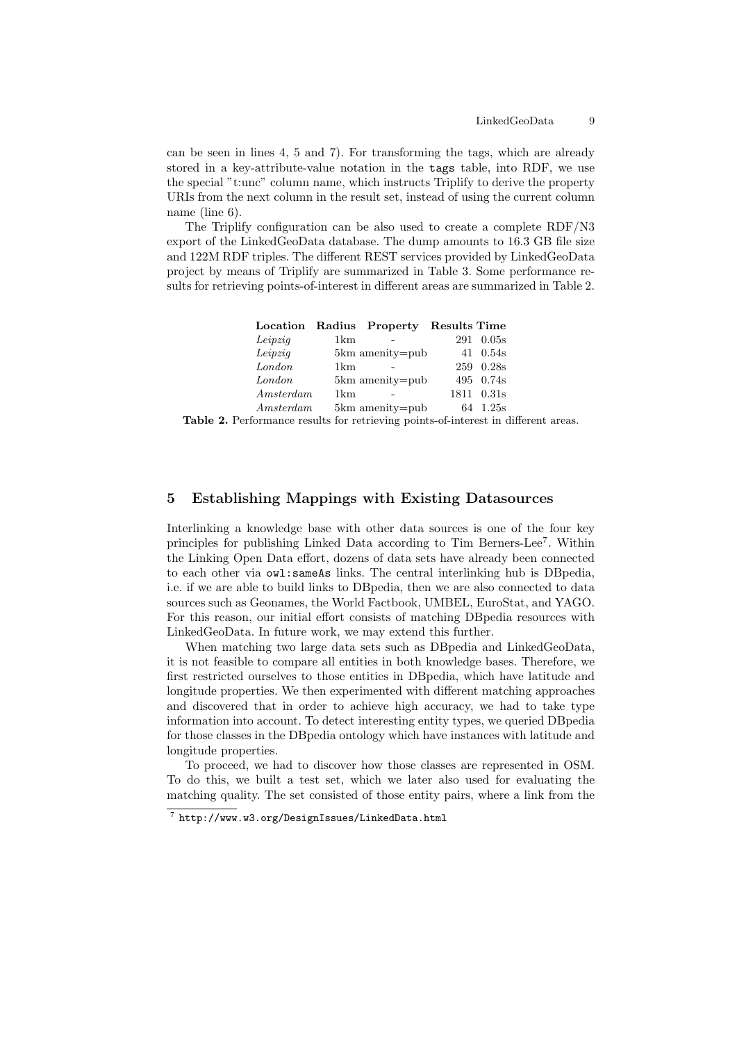can be seen in lines 4, 5 and 7). For transforming the tags, which are already stored in a key-attribute-value notation in the `tags` table, into RDF, we use the special "t:unc" column name, which instructs Triplify to derive the property URIs from the next column in the result set, instead of using the current column name (line 6).

The Triplify configuration can be also used to create a complete RDF/N3 export of the LinkedGeoData database. The dump amounts to 16.3 GB file size and 122M RDF triples. The different REST services provided by LinkedGeoData project by means of Triplify are summarized in Table 3. Some performance results for retrieving points-of-interest in different areas are summarized in Table 2.

| Location | Radius | Property | Results | Time |
|---|---|---|---|---|
| *Leipzig* | 1km | - | 291 | 0.05s |
| *Leipzig* | 5km | amenity=pub | 41 | 0.54s |
| *London* | 1km | - | 259 | 0.28s |
| *London* | 5km | amenity=pub | 495 | 0.74s |
| *Amsterdam* | 1km | - | 1811 | 0.31s |
| *Amsterdam* | 5km | amenity=pub | 64 | 1.25s |

**Table 2.** Performance results for retrieving points-of-interest in different areas.

## 5 Establishing Mappings with Existing Datasources

Interlinking a knowledge base with other data sources is one of the four key principles for publishing Linked Data according to Tim Berners-Lee[7]. Within the Linking Open Data effort, dozens of data sets have already been connected to each other via `owl:sameAs` links. The central interlinking hub is DBpedia, i.e. if we are able to build links to DBpedia, then we are also connected to data sources such as Geonames, the World Factbook, UMBEL, EuroStat, and YAGO. For this reason, our initial effort consists of matching DBpedia resources with LinkedGeoData. In future work, we may extend this further.

When matching two large data sets such as DBpedia and LinkedGeoData, it is not feasible to compare all entities in both knowledge bases. Therefore, we first restricted ourselves to those entities in DBpedia, which have latitude and longitude properties. We then experimented with different matching approaches and discovered that in order to achieve high accuracy, we had to take type information into account. To detect interesting entity types, we queried DBpedia for those classes in the DBpedia ontology which have instances with latitude and longitude properties.

To proceed, we had to discover how those classes are represented in OSM. To do this, we built a test set, which we later also used for evaluating the matching quality. The set consisted of those entity pairs, where a link from the

[7] `http://www.w3.org/DesignIssues/LinkedData.html`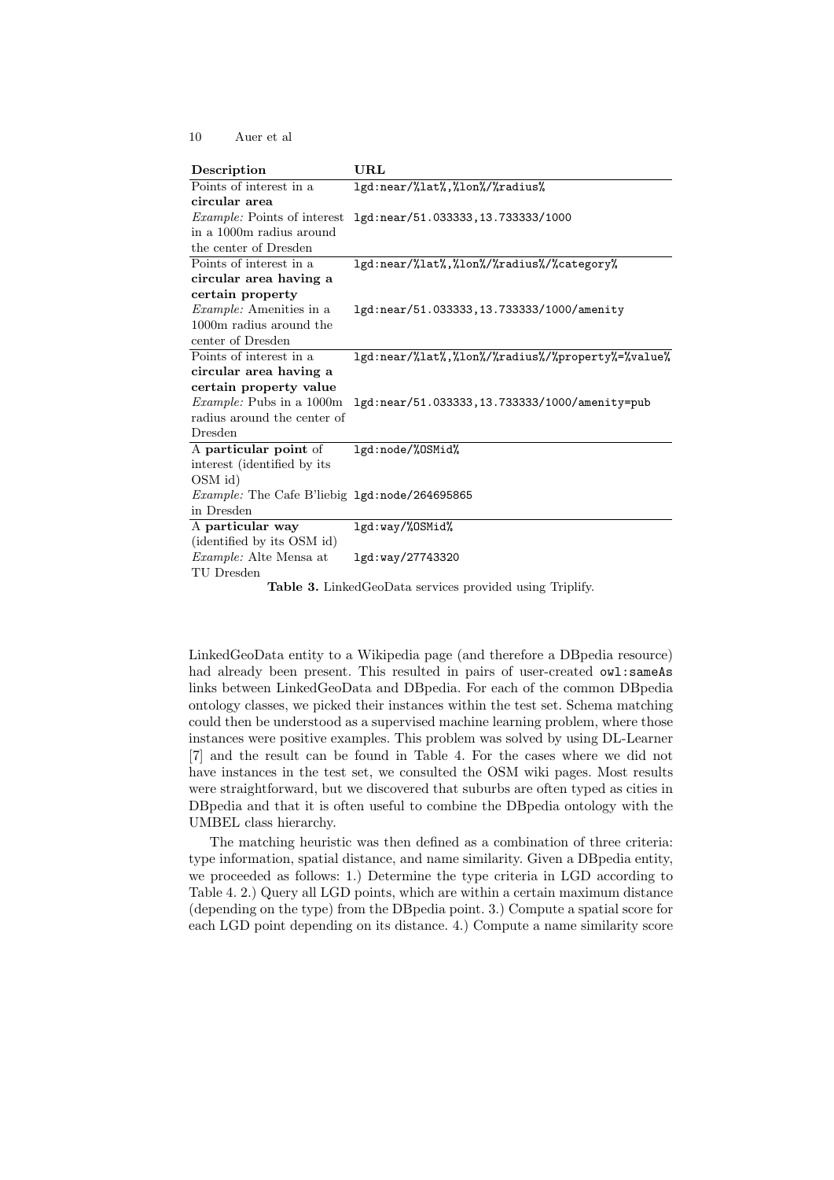| Description | URL |
|---|---|
| Points of interest in a **circular area** | `lgd:near/%lat%,%lon%/%radius%` |
| *Example:* Points of interest in a 1000m radius around the center of Dresden | `lgd:near/51.033333,13.733333/1000` |
| Points of interest in a **circular area having a certain property** | `lgd:near/%lat%,%lon%/%radius%/%category%` |
| *Example:* Amenities in a 1000m radius around the center of Dresden | `lgd:near/51.033333,13.733333/1000/amenity` |
| Points of interest in a **circular area having a certain property value** | `lgd:near/%lat%,%lon%/%radius%/%property%=%value%` |
| *Example:* Pubs in a 1000m radius around the center of Dresden | `lgd:near/51.033333,13.733333/1000/amenity=pub` |
| A **particular point** of interest (identified by its OSM id) | `lgd:node/%OSMid%` |
| *Example:* The Cafe B'liebig in Dresden | `lgd:node/264695865` |
| A **particular way** (identified by its OSM id) | `lgd:way/%OSMid%` |
| *Example:* Alte Mensa at TU Dresden | `lgd:way/27743320` |

**Table 3.** LinkedGeoData services provided using Triplify.

LinkedGeoData entity to a Wikipedia page (and therefore a DBpedia resource) had already been present. This resulted in pairs of user-created `owl:sameAs` links between LinkedGeoData and DBpedia. For each of the common DBpedia ontology classes, we picked their instances within the test set. Schema matching could then be understood as a supervised machine learning problem, where those instances were positive examples. This problem was solved by using DL-Learner [7] and the result can be found in Table 4. For the cases where we did not have instances in the test set, we consulted the OSM wiki pages. Most results were straightforward, but we discovered that suburbs are often typed as cities in DBpedia and that it is often useful to combine the DBpedia ontology with the UMBEL class hierarchy.

The matching heuristic was then defined as a combination of three criteria: type information, spatial distance, and name similarity. Given a DBpedia entity, we proceeded as follows: 1.) Determine the type criteria in LGD according to Table 4. 2.) Query all LGD points, which are within a certain maximum distance (depending on the type) from the DBpedia point. 3.) Compute a spatial score for each LGD point depending on its distance. 4.) Compute a name similarity score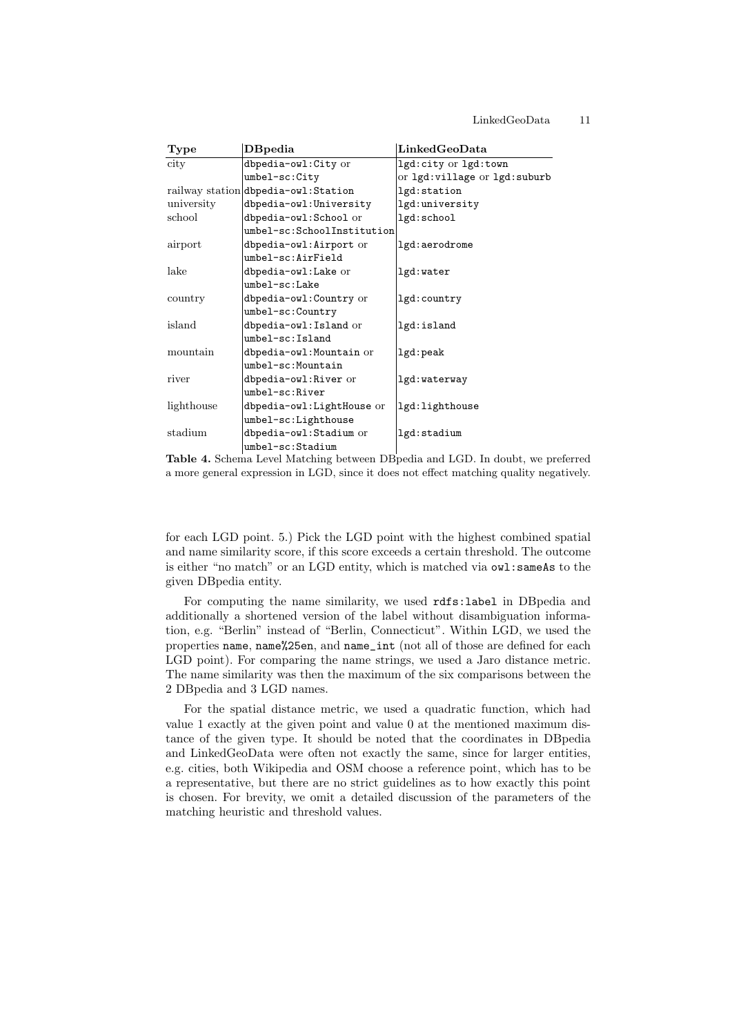| Type | DBpedia | LinkedGeoData |
|---|---|---|
| city | `dbpedia-owl:City` or `umbel-sc:City` | `lgd:city` or `lgd:town` or `lgd:village` or `lgd:suburb` |
| railway station | `dbpedia-owl:Station` | `lgd:station` |
| university | `dbpedia-owl:University` | `lgd:university` |
| school | `dbpedia-owl:School` or `umbel-sc:SchoolInstitution` | `lgd:school` |
| airport | `dbpedia-owl:Airport` or `umbel-sc:AirField` | `lgd:aerodrome` |
| lake | `dbpedia-owl:Lake` or `umbel-sc:Lake` | `lgd:water` |
| country | `dbpedia-owl:Country` or `umbel-sc:Country` | `lgd:country` |
| island | `dbpedia-owl:Island` or `umbel-sc:Island` | `lgd:island` |
| mountain | `dbpedia-owl:Mountain` or `umbel-sc:Mountain` | `lgd:peak` |
| river | `dbpedia-owl:River` or `umbel-sc:River` | `lgd:waterway` |
| lighthouse | `dbpedia-owl:LightHouse` or `umbel-sc:Lighthouse` | `lgd:lighthouse` |
| stadium | `dbpedia-owl:Stadium` or `umbel-sc:Stadium` | `lgd:stadium` |

**Table 4.** Schema Level Matching between DBpedia and LGD. In doubt, we preferred a more general expression in LGD, since it does not effect matching quality negatively.

for each LGD point. 5.) Pick the LGD point with the highest combined spatial and name similarity score, if this score exceeds a certain threshold. The outcome is either "no match" or an LGD entity, which is matched via `owl:sameAs` to the given DBpedia entity.

For computing the name similarity, we used `rdfs:label` in DBpedia and additionally a shortened version of the label without disambiguation information, e.g. "Berlin" instead of "Berlin, Connecticut". Within LGD, we used the properties `name`, `name%25en`, and `name_int` (not all of those are defined for each LGD point). For comparing the name strings, we used a Jaro distance metric. The name similarity was then the maximum of the six comparisons between the 2 DBpedia and 3 LGD names.

For the spatial distance metric, we used a quadratic function, which had value 1 exactly at the given point and value 0 at the mentioned maximum distance of the given type. It should be noted that the coordinates in DBpedia and LinkedGeoData were often not exactly the same, since for larger entities, e.g. cities, both Wikipedia and OSM choose a reference point, which has to be a representative, but there are no strict guidelines as to how exactly this point is chosen. For brevity, we omit a detailed discussion of the parameters of the matching heuristic and threshold values.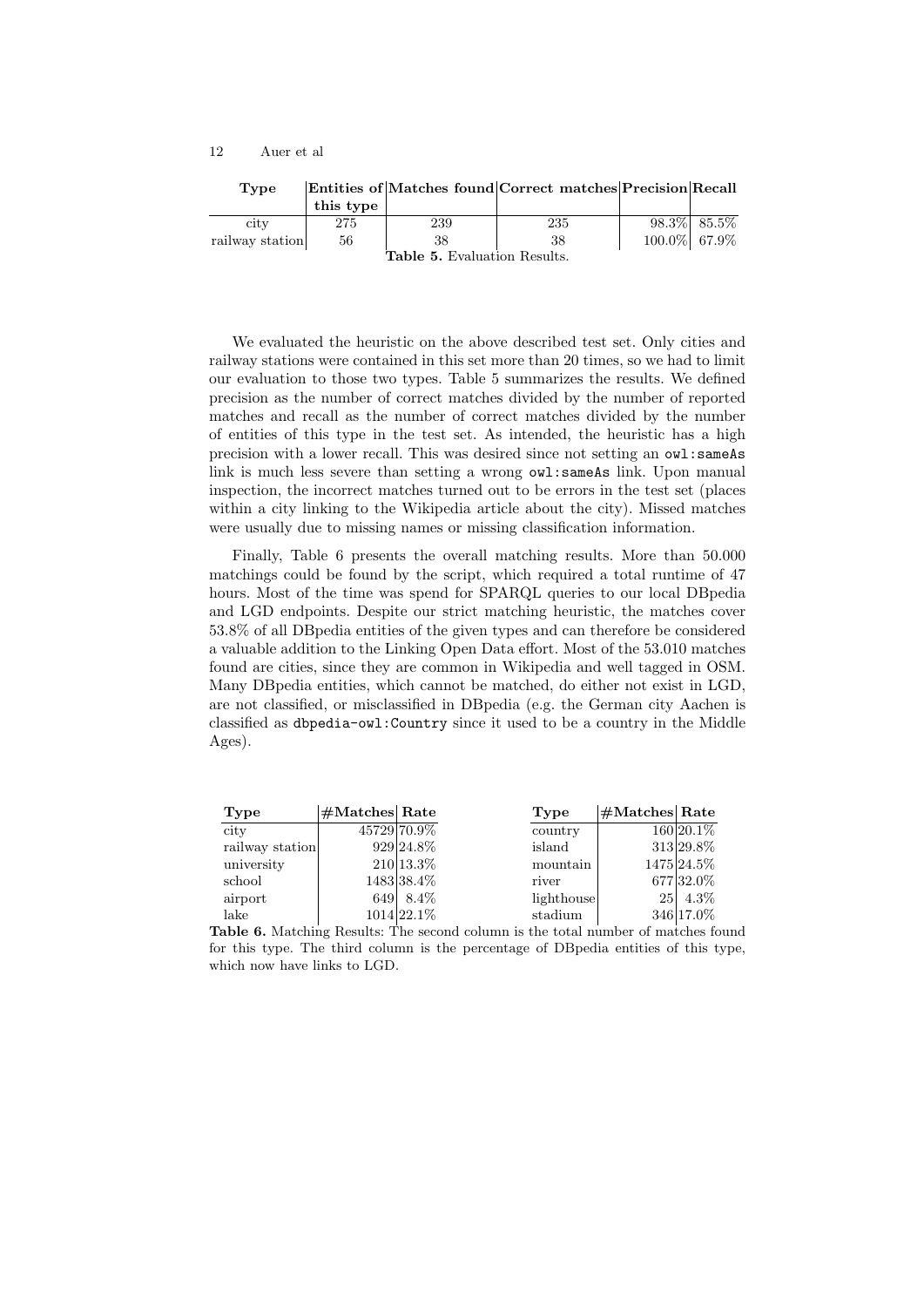| Type | Entities of this type | Matches found | Correct matches | Precision | Recall |
|---|---|---|---|---|---|
| city | 275 | 239 | 235 | 98.3% | 85.5% |
| railway station | 56 | 38 | 38 | 100.0% | 67.9% |

**Table 5.** Evaluation Results.

We evaluated the heuristic on the above described test set. Only cities and railway stations were contained in this set more than 20 times, so we had to limit our evaluation to those two types. Table 5 summarizes the results. We defined precision as the number of correct matches divided by the number of reported matches and recall as the number of correct matches divided by the number of entities of this type in the test set. As intended, the heuristic has a high precision with a lower recall. This was desired since not setting an `owl:sameAs` link is much less severe than setting a wrong `owl:sameAs` link. Upon manual inspection, the incorrect matches turned out to be errors in the test set (places within a city linking to the Wikipedia article about the city). Missed matches were usually due to missing names or missing classification information.

Finally, Table 6 presents the overall matching results. More than 50.000 matchings could be found by the script, which required a total runtime of 47 hours. Most of the time was spend for SPARQL queries to our local DBpedia and LGD endpoints. Despite our strict matching heuristic, the matches cover 53.8% of all DBpedia entities of the given types and can therefore be considered a valuable addition to the Linking Open Data effort. Most of the 53.010 matches found are cities, since they are common in Wikipedia and well tagged in OSM. Many DBpedia entities, which cannot be matched, do either not exist in LGD, are not classified, or misclassified in DBpedia (e.g. the German city Aachen is classified as `dbpedia-owl:Country` since it used to be a country in the Middle Ages).

| Type | #Matches | Rate | Type | #Matches | Rate |
|---|---|---|---|---|---|
| city | 45729 | 70.9% | country | 160 | 20.1% |
| railway station | 929 | 24.8% | island | 313 | 29.8% |
| university | 210 | 13.3% | mountain | 1475 | 24.5% |
| school | 1483 | 38.4% | river | 677 | 32.0% |
| airport | 649 | 8.4% | lighthouse | 25 | 4.3% |
| lake | 1014 | 22.1% | stadium | 346 | 17.0% |

**Table 6.** Matching Results: The second column is the total number of matches found for this type. The third column is the percentage of DBpedia entities of this type, which now have links to LGD.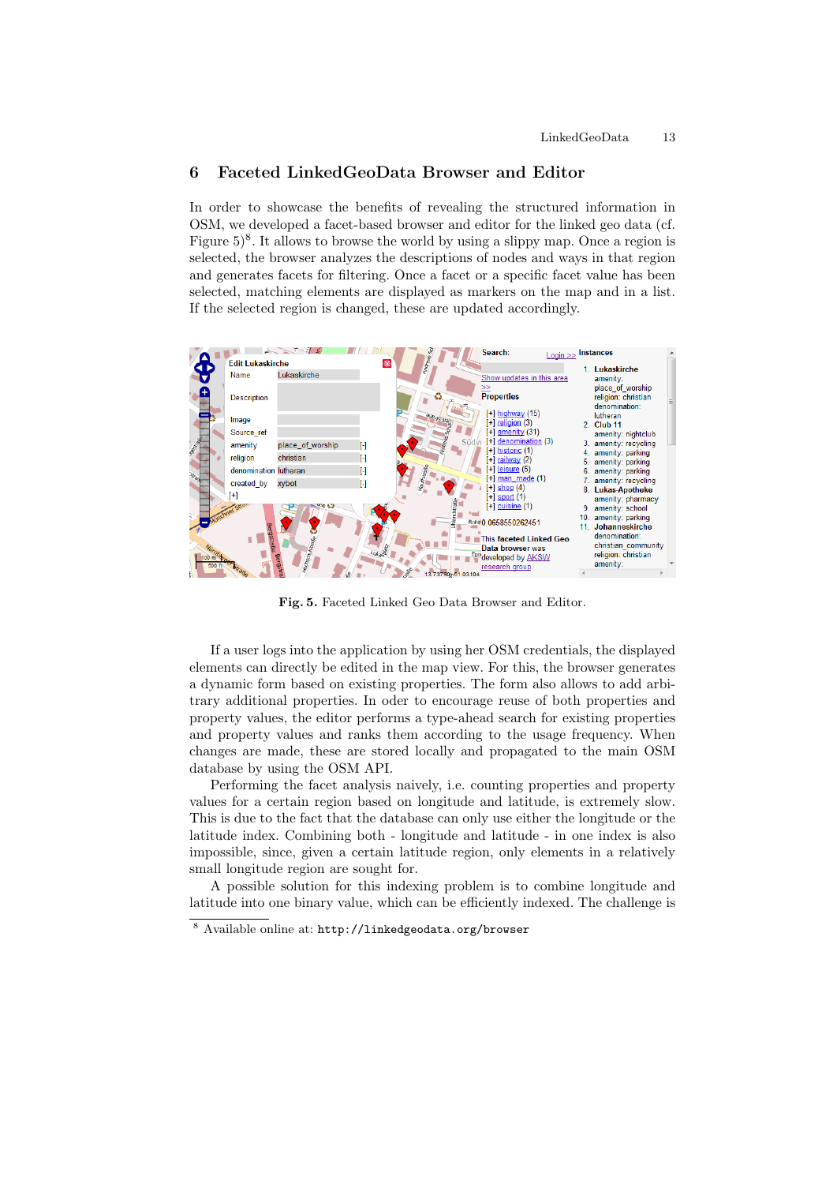## 6 Faceted LinkedGeoData Browser and Editor

In order to showcase the benefits of revealing the structured information in OSM, we developed a facet-based browser and editor for the linked geo data (cf. Figure 5)[8]. It allows to browse the world by using a slippy map. Once a region is selected, the browser analyzes the descriptions of nodes and ways in that region and generates facets for filtering. Once a facet or a specific facet value has been selected, matching elements are displayed as markers on the map and in a list. If the selected region is changed, these are updated accordingly.

**Fig. 5.** Faceted Linked Geo Data Browser and Editor.

If a user logs into the application by using her OSM credentials, the displayed elements can directly be edited in the map view. For this, the browser generates a dynamic form based on existing properties. The form also allows to add arbitrary additional properties. In oder to encourage reuse of both properties and property values, the editor performs a type-ahead search for existing properties and property values and ranks them according to the usage frequency. When changes are made, these are stored locally and propagated to the main OSM database by using the OSM API.

Performing the facet analysis naively, i.e. counting properties and property values for a certain region based on longitude and latitude, is extremely slow. This is due to the fact that the database can only use either the longitude or the latitude index. Combining both - longitude and latitude - in one index is also impossible, since, given a certain latitude region, only elements in a relatively small longitude region are sought for.

A possible solution for this indexing problem is to combine longitude and latitude into one binary value, which can be efficiently indexed. The challenge is

[8] Available online at: `http://linkedgeodata.org/browser`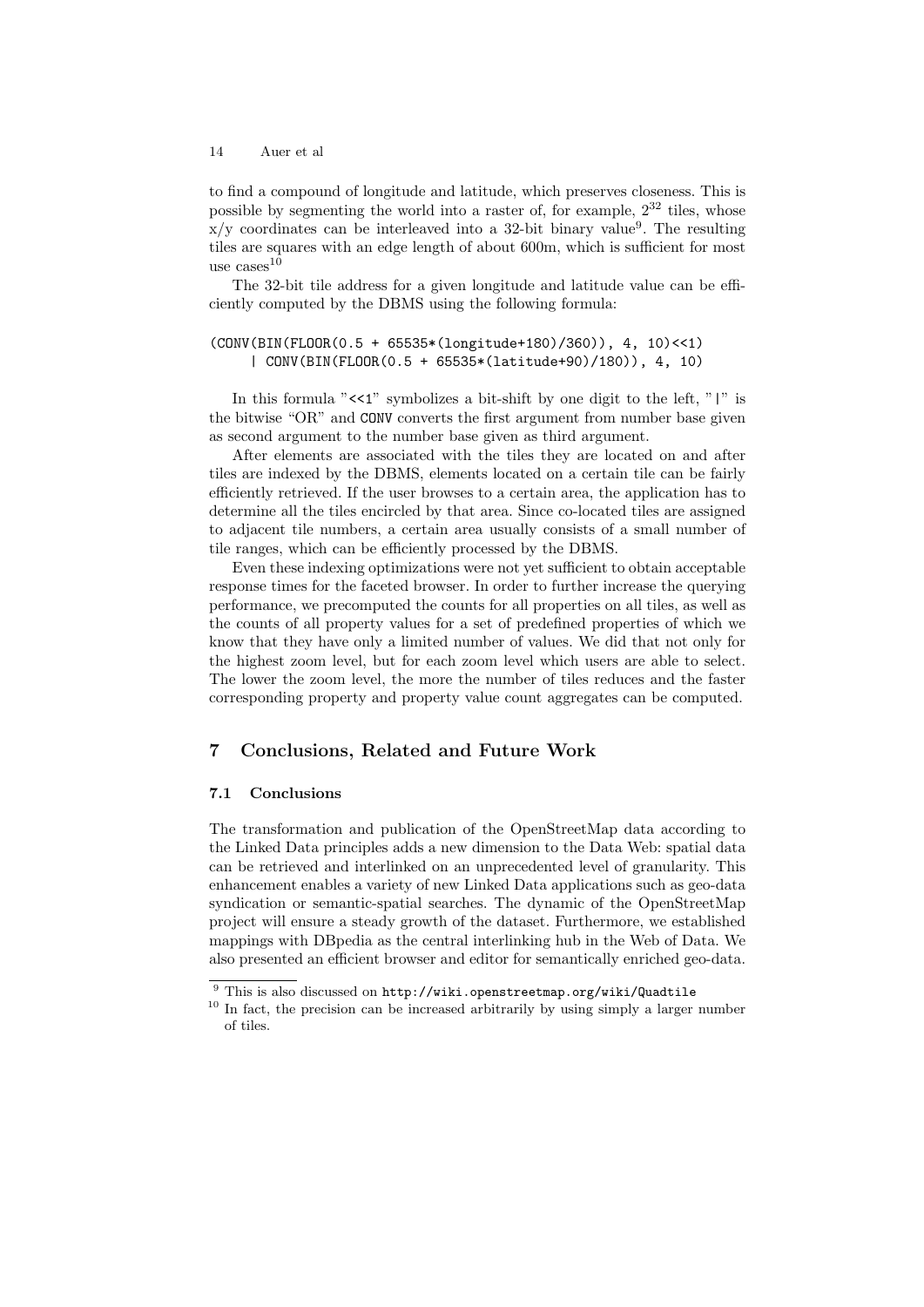to find a compound of longitude and latitude, which preserves closeness. This is possible by segmenting the world into a raster of, for example, $2^{32}$ tiles, whose x/y coordinates can be interleaved into a 32-bit binary value[9]. The resulting tiles are squares with an edge length of about 600m, which is sufficient for most use cases[10]

The 32-bit tile address for a given longitude and latitude value can be efficiently computed by the DBMS using the following formula:

```
(CONV(BIN(FLOOR(0.5 + 65535*(longitude+180)/360)), 4, 10)<<1)
     | CONV(BIN(FLOOR(0.5 + 65535*(latitude+90)/180)), 4, 10)
```

In this formula "`<<1`" symbolizes a bit-shift by one digit to the left, "`|`" is the bitwise "OR" and `CONV` converts the first argument from number base given as second argument to the number base given as third argument.

After elements are associated with the tiles they are located on and after tiles are indexed by the DBMS, elements located on a certain tile can be fairly efficiently retrieved. If the user browses to a certain area, the application has to determine all the tiles encircled by that area. Since co-located tiles are assigned to adjacent tile numbers, a certain area usually consists of a small number of tile ranges, which can be efficiently processed by the DBMS.

Even these indexing optimizations were not yet sufficient to obtain acceptable response times for the faceted browser. In order to further increase the querying performance, we precomputed the counts for all properties on all tiles, as well as the counts of all property values for a set of predefined properties of which we know that they have only a limited number of values. We did that not only for the highest zoom level, but for each zoom level which users are able to select. The lower the zoom level, the more the number of tiles reduces and the faster corresponding property and property value count aggregates can be computed.

## 7 Conclusions, Related and Future Work

### 7.1 Conclusions

The transformation and publication of the OpenStreetMap data according to the Linked Data principles adds a new dimension to the Data Web: spatial data can be retrieved and interlinked on an unprecedented level of granularity. This enhancement enables a variety of new Linked Data applications such as geo-data syndication or semantic-spatial searches. The dynamic of the OpenStreetMap project will ensure a steady growth of the dataset. Furthermore, we established mappings with DBpedia as the central interlinking hub in the Web of Data. We also presented an efficient browser and editor for semantically enriched geo-data.

---

[9] This is also discussed on `http://wiki.openstreetmap.org/wiki/Quadtile`

[10] In fact, the precision can be increased arbitrarily by using simply a larger number of tiles.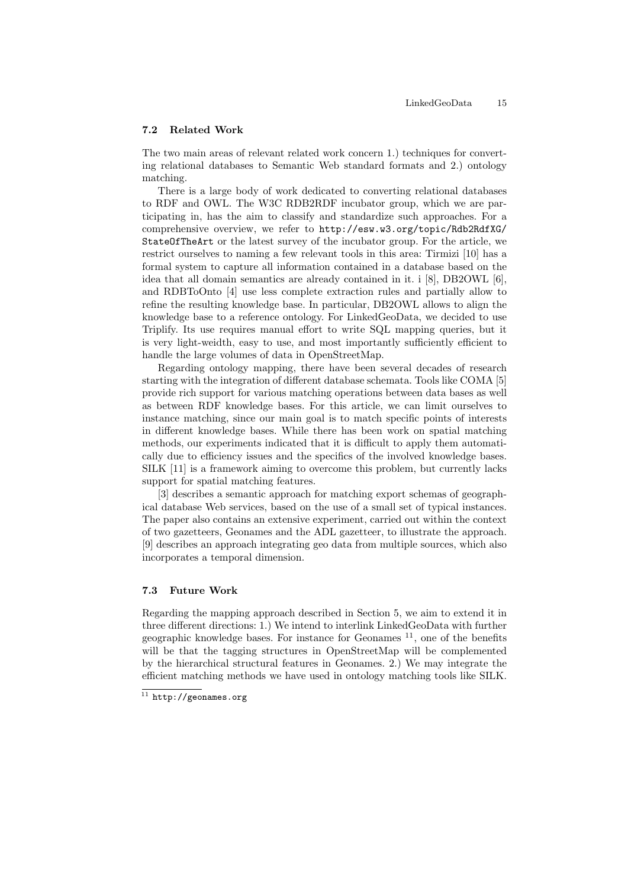### 7.2 Related Work

The two main areas of relevant related work concern 1.) techniques for converting relational databases to Semantic Web standard formats and 2.) ontology matching.

There is a large body of work dedicated to converting relational databases to RDF and OWL. The W3C RDB2RDF incubator group, which we are participating in, has the aim to classify and standardize such approaches. For a comprehensive overview, we refer to `http://esw.w3.org/topic/Rdb2RdfXG/StateOfTheArt` or the latest survey of the incubator group. For the article, we restrict ourselves to naming a few relevant tools in this area: Tirmizi [10] has a formal system to capture all information contained in a database based on the idea that all domain semantics are already contained in it. i [8], DB2OWL [6], and RDBToOnto [4] use less complete extraction rules and partially allow to refine the resulting knowledge base. In particular, DB2OWL allows to align the knowledge base to a reference ontology. For LinkedGeoData, we decided to use Triplify. Its use requires manual effort to write SQL mapping queries, but it is very light-weidth, easy to use, and most importantly sufficiently efficient to handle the large volumes of data in OpenStreetMap.

Regarding ontology mapping, there have been several decades of research starting with the integration of different database schemata. Tools like COMA [5] provide rich support for various matching operations between data bases as well as between RDF knowledge bases. For this article, we can limit ourselves to instance matching, since our main goal is to match specific points of interests in different knowledge bases. While there has been work on spatial matching methods, our experiments indicated that it is difficult to apply them automatically due to efficiency issues and the specifics of the involved knowledge bases. SILK [11] is a framework aiming to overcome this problem, but currently lacks support for spatial matching features.

[3] describes a semantic approach for matching export schemas of geographical database Web services, based on the use of a small set of typical instances. The paper also contains an extensive experiment, carried out within the context of two gazetteers, Geonames and the ADL gazetteer, to illustrate the approach. [9] describes an approach integrating geo data from multiple sources, which also incorporates a temporal dimension.

### 7.3 Future Work

Regarding the mapping approach described in Section 5, we aim to extend it in three different directions: 1.) We intend to interlink LinkedGeoData with further geographic knowledge bases. For instance for Geonames [11], one of the benefits will be that the tagging structures in OpenStreetMap will be complemented by the hierarchical structural features in Geonames. 2.) We may integrate the efficient matching methods we have used in ontology matching tools like SILK.

[11] `http://geonames.org`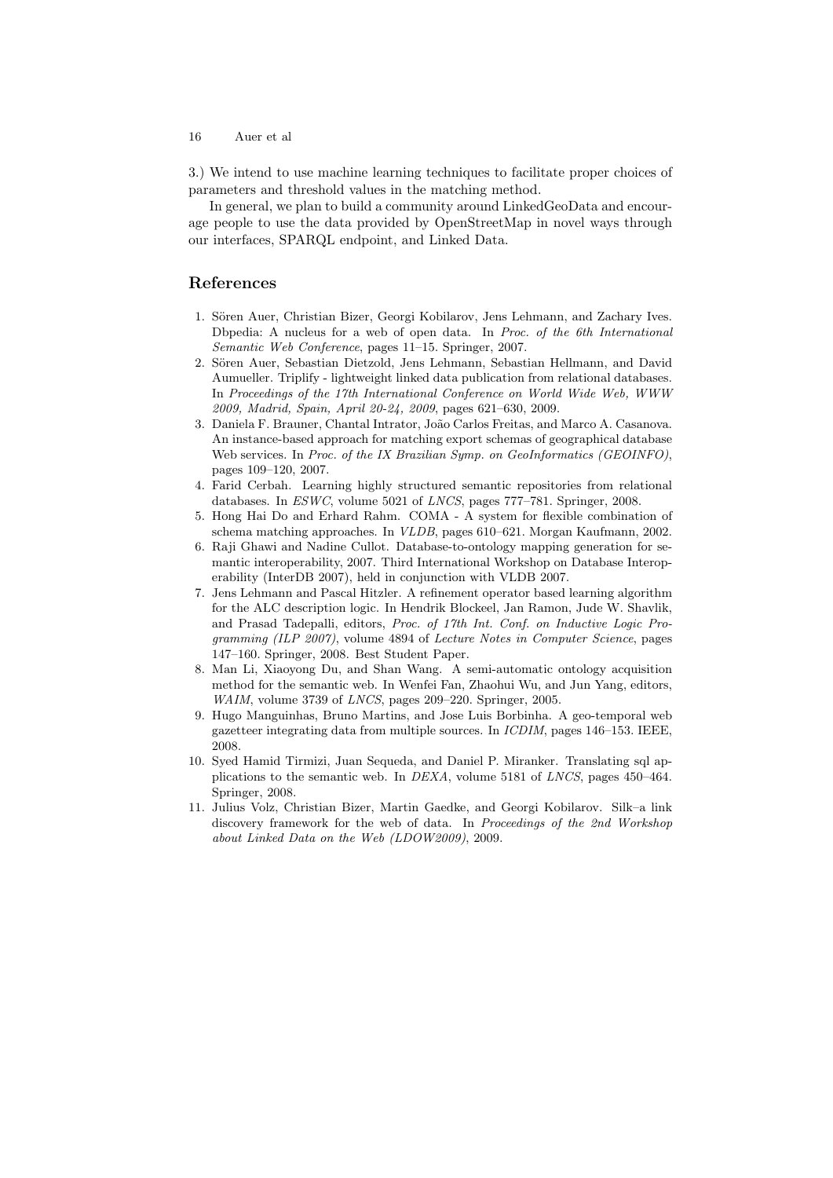3.) We intend to use machine learning techniques to facilitate proper choices of parameters and threshold values in the matching method.

In general, we plan to build a community around LinkedGeoData and encourage people to use the data provided by OpenStreetMap in novel ways through our interfaces, SPARQL endpoint, and Linked Data.

## References

1. Sören Auer, Christian Bizer, Georgi Kobilarov, Jens Lehmann, and Zachary Ives. Dbpedia: A nucleus for a web of open data. In *Proc. of the 6th International Semantic Web Conference*, pages 11–15. Springer, 2007.
2. Sören Auer, Sebastian Dietzold, Jens Lehmann, Sebastian Hellmann, and David Aumueller. Triplify - lightweight linked data publication from relational databases. In *Proceedings of the 17th International Conference on World Wide Web, WWW 2009, Madrid, Spain, April 20-24, 2009*, pages 621–630, 2009.
3. Daniela F. Brauner, Chantal Intrator, João Carlos Freitas, and Marco A. Casanova. An instance-based approach for matching export schemas of geographical database Web services. In *Proc. of the IX Brazilian Symp. on GeoInformatics (GEOINFO)*, pages 109–120, 2007.
4. Farid Cerbah. Learning highly structured semantic repositories from relational databases. In *ESWC*, volume 5021 of *LNCS*, pages 777–781. Springer, 2008.
5. Hong Hai Do and Erhard Rahm. COMA - A system for flexible combination of schema matching approaches. In *VLDB*, pages 610–621. Morgan Kaufmann, 2002.
6. Raji Ghawi and Nadine Cullot. Database-to-ontology mapping generation for semantic interoperability, 2007. Third International Workshop on Database Interoperability (InterDB 2007), held in conjunction with VLDB 2007.
7. Jens Lehmann and Pascal Hitzler. A refinement operator based learning algorithm for the ALC description logic. In Hendrik Blockeel, Jan Ramon, Jude W. Shavlik, and Prasad Tadepalli, editors, *Proc. of 17th Int. Conf. on Inductive Logic Programming (ILP 2007)*, volume 4894 of *Lecture Notes in Computer Science*, pages 147–160. Springer, 2008. Best Student Paper.
8. Man Li, Xiaoyong Du, and Shan Wang. A semi-automatic ontology acquisition method for the semantic web. In Wenfei Fan, Zhaohui Wu, and Jun Yang, editors, *WAIM*, volume 3739 of *LNCS*, pages 209–220. Springer, 2005.
9. Hugo Manguinhas, Bruno Martins, and Jose Luis Borbinha. A geo-temporal web gazetteer integrating data from multiple sources. In *ICDIM*, pages 146–153. IEEE, 2008.
10. Syed Hamid Tirmizi, Juan Sequeda, and Daniel P. Miranker. Translating sql applications to the semantic web. In *DEXA*, volume 5181 of *LNCS*, pages 450–464. Springer, 2008.
11. Julius Volz, Christian Bizer, Martin Gaedke, and Georgi Kobilarov. Silk–a link discovery framework for the web of data. In *Proceedings of the 2nd Workshop about Linked Data on the Web (LDOW2009)*, 2009.